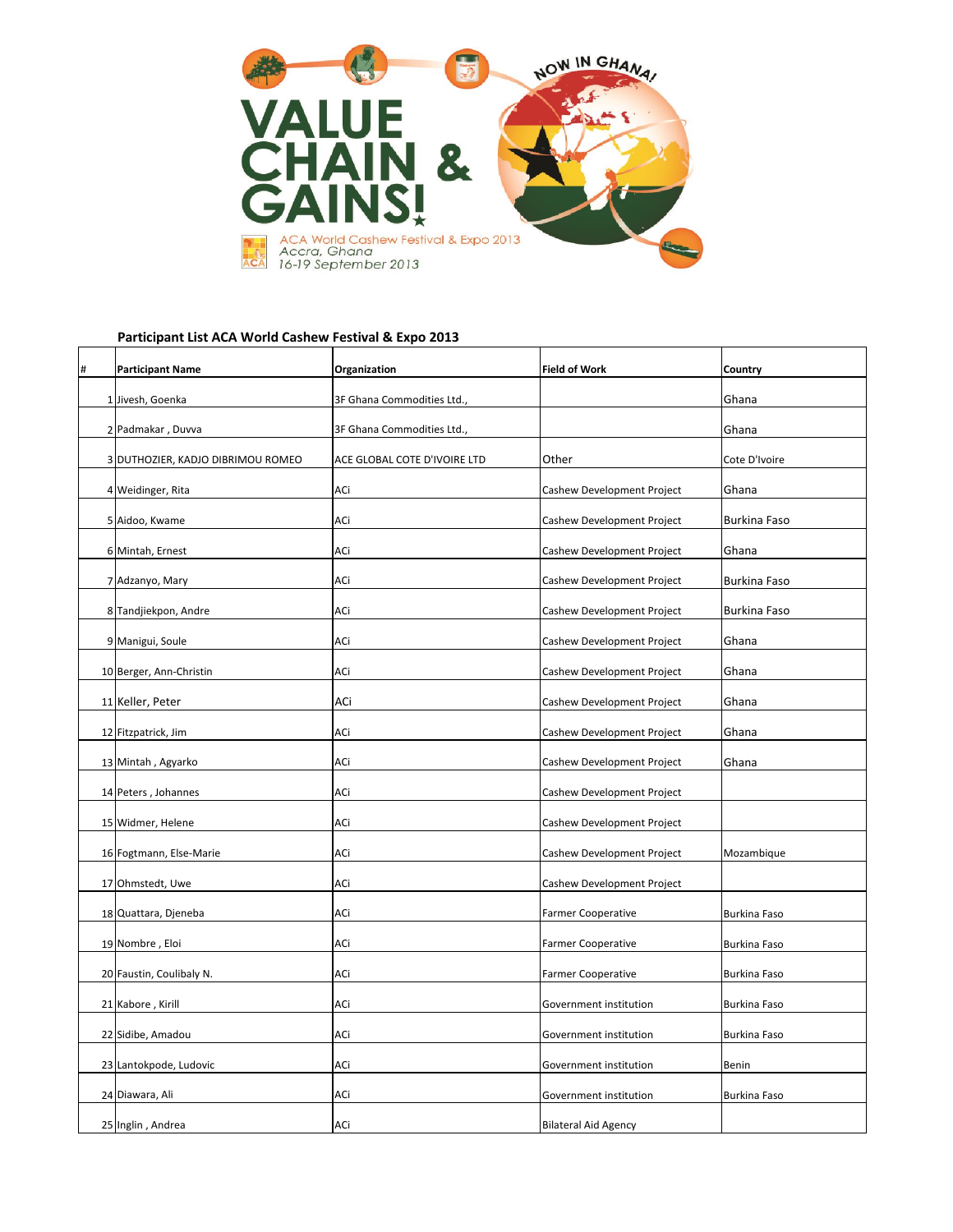VALUE CHAIN & GAINS!

NOW IN GHANA!

ACA World Cashew Festival & Expo 2013
Accra, Ghana
16-19 September 2013

**Participant List ACA World Cashew Festival & Expo 2013**

| # | Participant Name | Organization | Field of Work | Country |
|---|---|---|---|---|
| 1 | Jivesh, Goenka | 3F Ghana Commodities Ltd., | | Ghana |
| 2 | Padmakar , Duvva | 3F Ghana Commodities Ltd., | | Ghana |
| 3 | DUTHOZIER, KADJO DIBRIMOU ROMEO | ACE GLOBAL COTE D'IVOIRE LTD | Other | Cote D'Ivoire |
| 4 | Weidinger, Rita | ACi | Cashew Development Project | Ghana |
| 5 | Aidoo, Kwame | ACi | Cashew Development Project | Burkina Faso |
| 6 | Mintah, Ernest | ACi | Cashew Development Project | Ghana |
| 7 | Adzanyo, Mary | ACi | Cashew Development Project | Burkina Faso |
| 8 | Tandjiekpon, Andre | ACi | Cashew Development Project | Burkina Faso |
| 9 | Manigui, Soule | ACi | Cashew Development Project | Ghana |
| 10 | Berger, Ann-Christin | ACi | Cashew Development Project | Ghana |
| 11 | Keller, Peter | ACi | Cashew Development Project | Ghana |
| 12 | Fitzpatrick, Jim | ACi | Cashew Development Project | Ghana |
| 13 | Mintah , Agyarko | ACi | Cashew Development Project | Ghana |
| 14 | Peters , Johannes | ACi | Cashew Development Project | |
| 15 | Widmer, Helene | ACi | Cashew Development Project | |
| 16 | Fogtmann, Else-Marie | ACi | Cashew Development Project | Mozambique |
| 17 | Ohmstedt, Uwe | ACi | Cashew Development Project | |
| 18 | Quattara, Djeneba | ACi | Farmer Cooperative | Burkina Faso |
| 19 | Nombre , Eloi | ACi | Farmer Cooperative | Burkina Faso |
| 20 | Faustin, Coulibaly N. | ACi | Farmer Cooperative | Burkina Faso |
| 21 | Kabore , Kirill | ACi | Government institution | Burkina Faso |
| 22 | Sidibe, Amadou | ACi | Government institution | Burkina Faso |
| 23 | Lantokpode, Ludovic | ACi | Government institution | Benin |
| 24 | Diawara, Ali | ACi | Government institution | Burkina Faso |
| 25 | Inglin , Andrea | ACi | Bilateral Aid Agency | |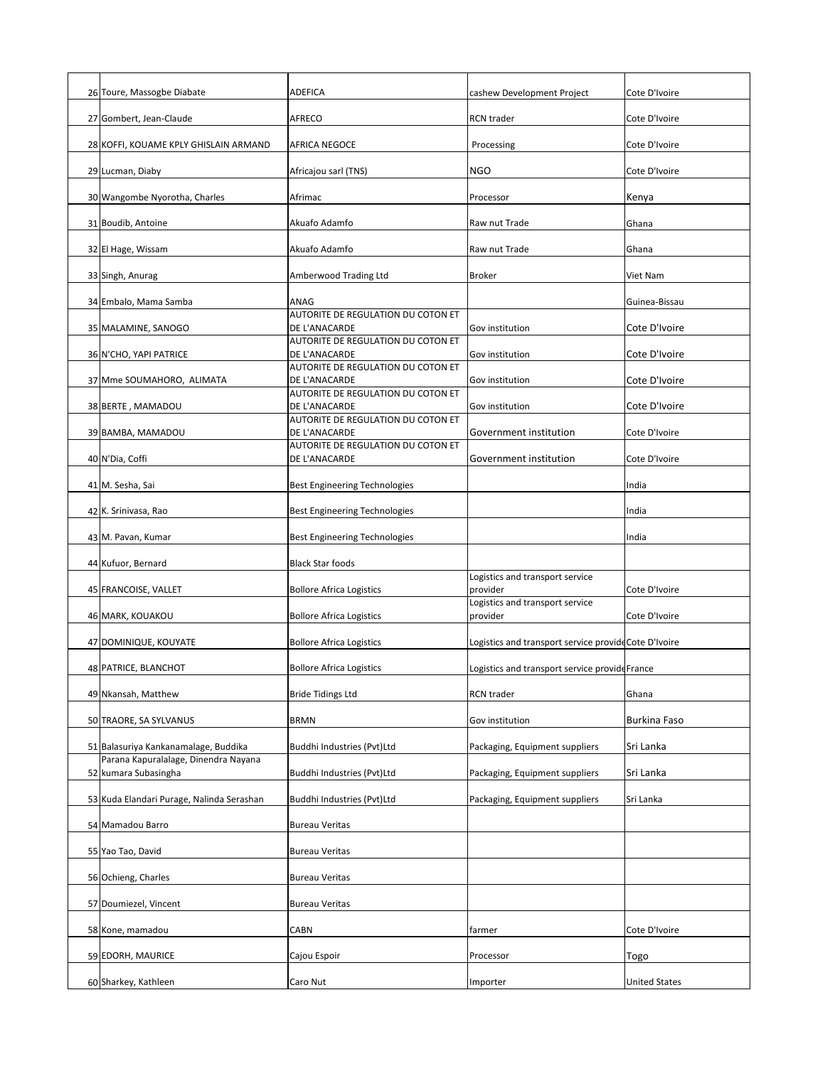| | | | | |
|---|---|---|---|---|
| 26 | Toure, Massogbe Diabate | ADEFICA | cashew Development Project | Cote D'Ivoire |
| 27 | Gombert, Jean-Claude | AFRECO | RCN trader | Cote D'Ivoire |
| 28 | KOFFI, KOUAME KPLY GHISLAIN ARMAND | AFRICA NEGOCE | Processing | Cote D'Ivoire |
| 29 | Lucman, Diaby | Africajou sarl (TNS) | NGO | Cote D'Ivoire |
| 30 | Wangombe Nyorotha, Charles | Afrimac | Processor | Kenya |
| 31 | Boudib, Antoine | Akuafo Adamfo | Raw nut Trade | Ghana |
| 32 | El Hage, Wissam | Akuafo Adamfo | Raw nut Trade | Ghana |
| 33 | Singh, Anurag | Amberwood Trading Ltd | Broker | Viet Nam |
| 34 | Embalo, Mama Samba | ANAG | | Guinea-Bissau |
| 35 | MALAMINE, SANOGO | AUTORITE DE REGULATION DU COTON ET DE L'ANACARDE | Gov institution | Cote D'Ivoire |
| 36 | N'CHO, YAPI PATRICE | AUTORITE DE REGULATION DU COTON ET DE L'ANACARDE | Gov institution | Cote D'Ivoire |
| 37 | Mme SOUMAHORO, ALIMATA | AUTORITE DE REGULATION DU COTON ET DE L'ANACARDE | Gov institution | Cote D'Ivoire |
| 38 | BERTE , MAMADOU | AUTORITE DE REGULATION DU COTON ET DE L'ANACARDE | Gov institution | Cote D'Ivoire |
| 39 | BAMBA, MAMADOU | AUTORITE DE REGULATION DU COTON ET DE L'ANACARDE | Government institution | Cote D'Ivoire |
| 40 | N'Dia, Coffi | AUTORITE DE REGULATION DU COTON ET DE L'ANACARDE | Government institution | Cote D'Ivoire |
| 41 | M. Sesha, Sai | Best Engineering Technologies | | India |
| 42 | K. Srinivasa, Rao | Best Engineering Technologies | | India |
| 43 | M. Pavan, Kumar | Best Engineering Technologies | | India |
| 44 | Kufuor, Bernard | Black Star foods | | |
| 45 | FRANCOISE, VALLET | Bollore Africa Logistics | Logistics and transport service provider | Cote D'Ivoire |
| 46 | MARK, KOUAKOU | Bollore Africa Logistics | Logistics and transport service provider | Cote D'Ivoire |
| 47 | DOMINIQUE, KOUYATE | Bollore Africa Logistics | Logistics and transport service provide | Cote D'Ivoire |
| 48 | PATRICE, BLANCHOT | Bollore Africa Logistics | Logistics and transport service provide | France |
| 49 | Nkansah, Matthew | Bride Tidings Ltd | RCN trader | Ghana |
| 50 | TRAORE, SA SYLVANUS | BRMN | Gov institution | Burkina Faso |
| 51 | Balasuriya Kankanamalage, Buddika | Buddhi Industries (Pvt)Ltd | Packaging, Equipment suppliers | Sri Lanka |
| 52 | Parana Kapuralalage, Dinendra Nayana kumara Subasingha | Buddhi Industries (Pvt)Ltd | Packaging, Equipment suppliers | Sri Lanka |
| 53 | Kuda Elandari Purage, Nalinda Serashan | Buddhi Industries (Pvt)Ltd | Packaging, Equipment suppliers | Sri Lanka |
| 54 | Mamadou Barro | Bureau Veritas | | |
| 55 | Yao Tao, David | Bureau Veritas | | |
| 56 | Ochieng, Charles | Bureau Veritas | | |
| 57 | Doumiezel, Vincent | Bureau Veritas | | |
| 58 | Kone, mamadou | CABN | farmer | Cote D'Ivoire |
| 59 | EDORH, MAURICE | Cajou Espoir | Processor | Togo |
| 60 | Sharkey, Kathleen | Caro Nut | Importer | United States |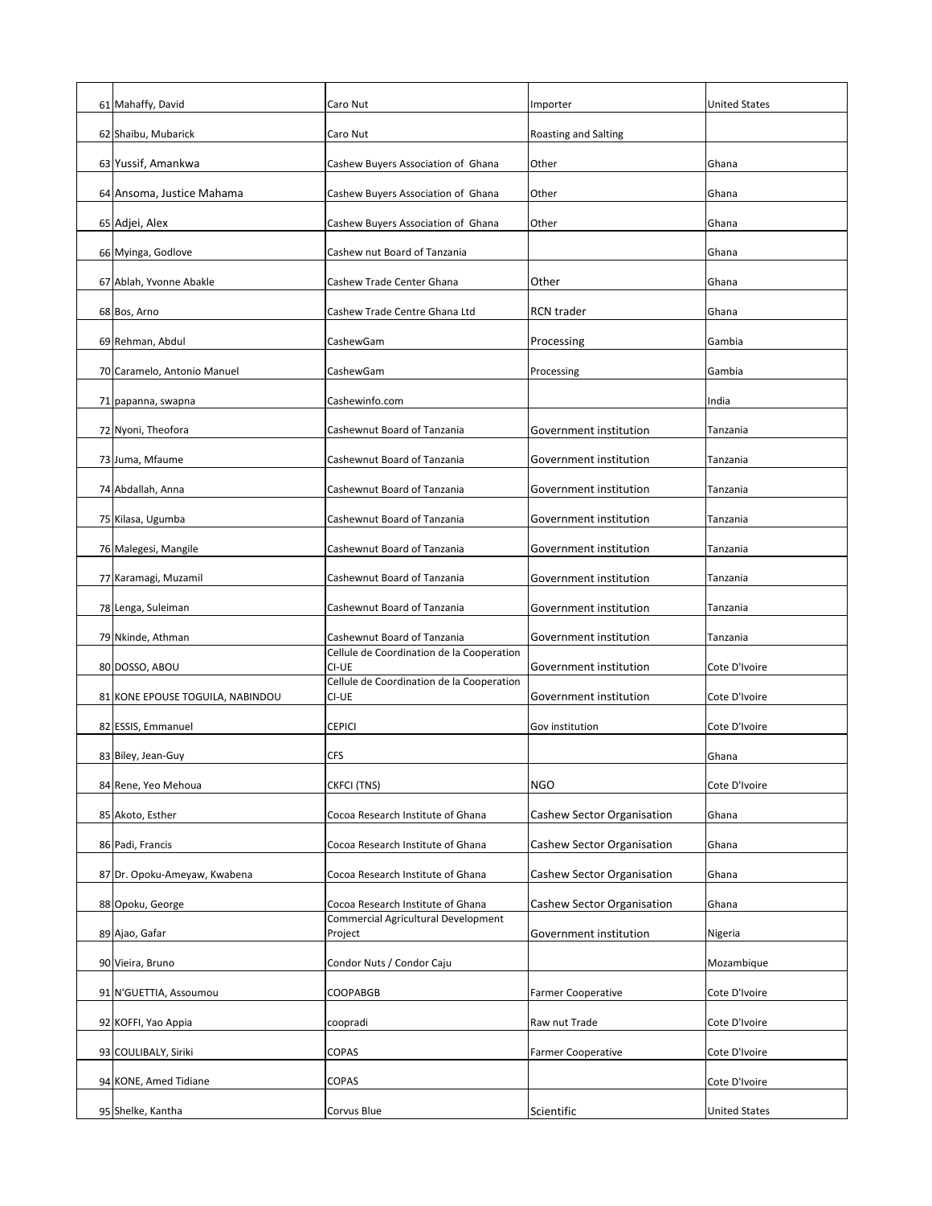| | | | | |
|---|---|---|---|---|
| 61 | Mahaffy, David | Caro Nut | Importer | United States |
| 62 | Shaibu, Mubarick | Caro Nut | Roasting and Salting | |
| 63 | Yussif, Amankwa | Cashew Buyers Association of Ghana | Other | Ghana |
| 64 | Ansoma, Justice Mahama | Cashew Buyers Association of Ghana | Other | Ghana |
| 65 | Adjei, Alex | Cashew Buyers Association of Ghana | Other | Ghana |
| 66 | Myinga, Godlove | Cashew nut Board of Tanzania | | Ghana |
| 67 | Ablah, Yvonne Abakle | Cashew Trade Center Ghana | Other | Ghana |
| 68 | Bos, Arno | Cashew Trade Centre Ghana Ltd | RCN trader | Ghana |
| 69 | Rehman, Abdul | CashewGam | Processing | Gambia |
| 70 | Caramelo, Antonio Manuel | CashewGam | Processing | Gambia |
| 71 | papanna, swapna | Cashewinfo.com | | India |
| 72 | Nyoni, Theofora | Cashewnut Board of Tanzania | Government institution | Tanzania |
| 73 | Juma, Mfaume | Cashewnut Board of Tanzania | Government institution | Tanzania |
| 74 | Abdallah, Anna | Cashewnut Board of Tanzania | Government institution | Tanzania |
| 75 | Kilasa, Ugumba | Cashewnut Board of Tanzania | Government institution | Tanzania |
| 76 | Malegesi, Mangile | Cashewnut Board of Tanzania | Government institution | Tanzania |
| 77 | Karamagi, Muzamil | Cashewnut Board of Tanzania | Government institution | Tanzania |
| 78 | Lenga, Suleiman | Cashewnut Board of Tanzania | Government institution | Tanzania |
| 79 | Nkinde, Athman | Cashewnut Board of Tanzania | Government institution | Tanzania |
| 80 | DOSSO, ABOU | Cellule de Coordination de la Cooperation CI-UE | Government institution | Cote D'Ivoire |
| 81 | KONE EPOUSE TOGUILA, NABINDOU | Cellule de Coordination de la Cooperation CI-UE | Government institution | Cote D'Ivoire |
| 82 | ESSIS, Emmanuel | CEPICI | Gov institution | Cote D'Ivoire |
| 83 | Biley, Jean-Guy | CFS | | Ghana |
| 84 | Rene, Yeo Mehoua | CKFCI (TNS) | NGO | Cote D'Ivoire |
| 85 | Akoto, Esther | Cocoa Research Institute of Ghana | Cashew Sector Organisation | Ghana |
| 86 | Padi, Francis | Cocoa Research Institute of Ghana | Cashew Sector Organisation | Ghana |
| 87 | Dr. Opoku-Ameyaw, Kwabena | Cocoa Research Institute of Ghana | Cashew Sector Organisation | Ghana |
| 88 | Opoku, George | Cocoa Research Institute of Ghana | Cashew Sector Organisation | Ghana |
| 89 | Ajao, Gafar | Commercial Agricultural Development Project | Government institution | Nigeria |
| 90 | Vieira, Bruno | Condor Nuts / Condor Caju | | Mozambique |
| 91 | N'GUETTIA, Assoumou | COOPABGB | Farmer Cooperative | Cote D'Ivoire |
| 92 | KOFFI, Yao Appia | coopradi | Raw nut Trade | Cote D'Ivoire |
| 93 | COULIBALY, Siriki | COPAS | Farmer Cooperative | Cote D'Ivoire |
| 94 | KONE, Amed Tidiane | COPAS | | Cote D'Ivoire |
| 95 | Shelke, Kantha | Corvus Blue | Scientific | United States |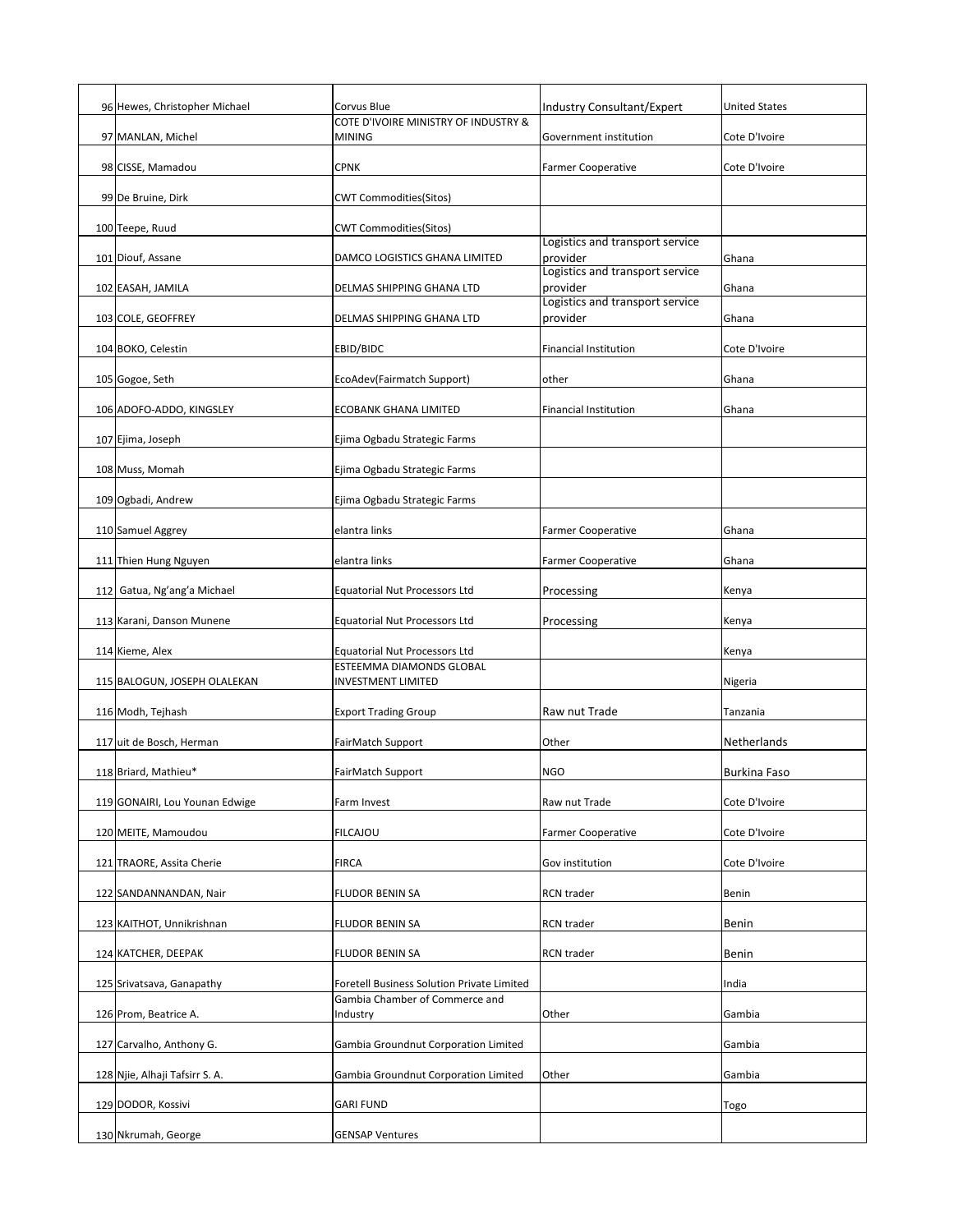| | | | | |
|---|---|---|---|---|
| 96 | Hewes, Christopher Michael | Corvus Blue | Industry Consultant/Expert | United States |
| 97 | MANLAN, Michel | COTE D'IVOIRE MINISTRY OF INDUSTRY & MINING | Government institution | Cote D'Ivoire |
| 98 | CISSE, Mamadou | CPNK | Farmer Cooperative | Cote D'Ivoire |
| 99 | De Bruine, Dirk | CWT Commodities(Sitos) | | |
| 100 | Teepe, Ruud | CWT Commodities(Sitos) | | |
| 101 | Diouf, Assane | DAMCO LOGISTICS GHANA LIMITED | Logistics and transport service provider | Ghana |
| 102 | EASAH, JAMILA | DELMAS SHIPPING GHANA LTD | Logistics and transport service provider | Ghana |
| 103 | COLE, GEOFFREY | DELMAS SHIPPING GHANA LTD | Logistics and transport service provider | Ghana |
| 104 | BOKO, Celestin | EBID/BIDC | Financial Institution | Cote D'Ivoire |
| 105 | Gogoe, Seth | EcoAdev(Fairmatch Support) | other | Ghana |
| 106 | ADOFO-ADDO, KINGSLEY | ECOBANK GHANA LIMITED | Financial Institution | Ghana |
| 107 | Ejima, Joseph | Ejima Ogbadu Strategic Farms | | |
| 108 | Muss, Momah | Ejima Ogbadu Strategic Farms | | |
| 109 | Ogbadi, Andrew | Ejima Ogbadu Strategic Farms | | |
| 110 | Samuel Aggrey | elantra links | Farmer Cooperative | Ghana |
| 111 | Thien Hung Nguyen | elantra links | Farmer Cooperative | Ghana |
| 112 | Gatua, Ng'ang'a Michael | Equatorial Nut Processors Ltd | Processing | Kenya |
| 113 | Karani, Danson Munene | Equatorial Nut Processors Ltd | Processing | Kenya |
| 114 | Kieme, Alex | Equatorial Nut Processors Ltd | | Kenya |
| 115 | BALOGUN, JOSEPH OLALEKAN | ESTEEMMA DIAMONDS GLOBAL INVESTMENT LIMITED | | Nigeria |
| 116 | Modh, Tejhash | Export Trading Group | Raw nut Trade | Tanzania |
| 117 | uit de Bosch, Herman | FairMatch Support | Other | Netherlands |
| 118 | Briard, Mathieu* | FairMatch Support | NGO | Burkina Faso |
| 119 | GONAIRI, Lou Younan Edwige | Farm Invest | Raw nut Trade | Cote D'Ivoire |
| 120 | MEITE, Mamoudou | FILCAJOU | Farmer Cooperative | Cote D'Ivoire |
| 121 | TRAORE, Assita Cherie | FIRCA | Gov institution | Cote D'Ivoire |
| 122 | SANDANNANDAN, Nair | FLUDOR BENIN SA | RCN trader | Benin |
| 123 | KAITHOT, Unnikrishnan | FLUDOR BENIN SA | RCN trader | Benin |
| 124 | KATCHER, DEEPAK | FLUDOR BENIN SA | RCN trader | Benin |
| 125 | Srivatsava, Ganapathy | Foretell Business Solution Private Limited | | India |
| 126 | Prom, Beatrice A. | Gambia Chamber of Commerce and Industry | Other | Gambia |
| 127 | Carvalho, Anthony G. | Gambia Groundnut Corporation Limited | | Gambia |
| 128 | Njie, Alhaji Tafsirr S. A. | Gambia Groundnut Corporation Limited | Other | Gambia |
| 129 | DODOR, Kossivi | GARI FUND | | Togo |
| 130 | Nkrumah, George | GENSAP Ventures | | |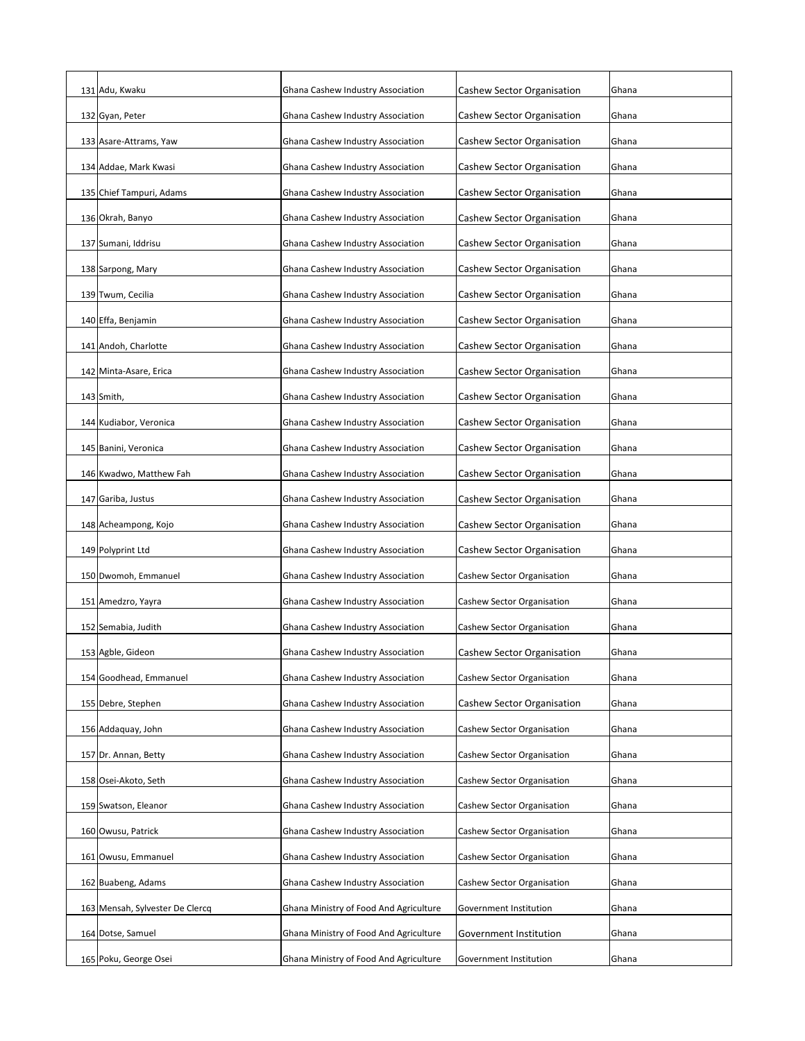| | | | | |
|---|---|---|---|---|
| 131 | Adu, Kwaku | Ghana Cashew Industry Association | Cashew Sector Organisation | Ghana |
| 132 | Gyan, Peter | Ghana Cashew Industry Association | Cashew Sector Organisation | Ghana |
| 133 | Asare-Attrams, Yaw | Ghana Cashew Industry Association | Cashew Sector Organisation | Ghana |
| 134 | Addae, Mark Kwasi | Ghana Cashew Industry Association | Cashew Sector Organisation | Ghana |
| 135 | Chief Tampuri, Adams | Ghana Cashew Industry Association | Cashew Sector Organisation | Ghana |
| 136 | Okrah, Banyo | Ghana Cashew Industry Association | Cashew Sector Organisation | Ghana |
| 137 | Sumani, Iddrisu | Ghana Cashew Industry Association | Cashew Sector Organisation | Ghana |
| 138 | Sarpong, Mary | Ghana Cashew Industry Association | Cashew Sector Organisation | Ghana |
| 139 | Twum, Cecilia | Ghana Cashew Industry Association | Cashew Sector Organisation | Ghana |
| 140 | Effa, Benjamin | Ghana Cashew Industry Association | Cashew Sector Organisation | Ghana |
| 141 | Andoh, Charlotte | Ghana Cashew Industry Association | Cashew Sector Organisation | Ghana |
| 142 | Minta-Asare, Erica | Ghana Cashew Industry Association | Cashew Sector Organisation | Ghana |
| 143 | Smith, | Ghana Cashew Industry Association | Cashew Sector Organisation | Ghana |
| 144 | Kudiabor, Veronica | Ghana Cashew Industry Association | Cashew Sector Organisation | Ghana |
| 145 | Banini, Veronica | Ghana Cashew Industry Association | Cashew Sector Organisation | Ghana |
| 146 | Kwadwo, Matthew Fah | Ghana Cashew Industry Association | Cashew Sector Organisation | Ghana |
| 147 | Gariba, Justus | Ghana Cashew Industry Association | Cashew Sector Organisation | Ghana |
| 148 | Acheampong, Kojo | Ghana Cashew Industry Association | Cashew Sector Organisation | Ghana |
| 149 | Polyprint Ltd | Ghana Cashew Industry Association | Cashew Sector Organisation | Ghana |
| 150 | Dwomoh, Emmanuel | Ghana Cashew Industry Association | Cashew Sector Organisation | Ghana |
| 151 | Amedzro, Yayra | Ghana Cashew Industry Association | Cashew Sector Organisation | Ghana |
| 152 | Semabia, Judith | Ghana Cashew Industry Association | Cashew Sector Organisation | Ghana |
| 153 | Agble, Gideon | Ghana Cashew Industry Association | Cashew Sector Organisation | Ghana |
| 154 | Goodhead, Emmanuel | Ghana Cashew Industry Association | Cashew Sector Organisation | Ghana |
| 155 | Debre, Stephen | Ghana Cashew Industry Association | Cashew Sector Organisation | Ghana |
| 156 | Addaquay, John | Ghana Cashew Industry Association | Cashew Sector Organisation | Ghana |
| 157 | Dr. Annan, Betty | Ghana Cashew Industry Association | Cashew Sector Organisation | Ghana |
| 158 | Osei-Akoto, Seth | Ghana Cashew Industry Association | Cashew Sector Organisation | Ghana |
| 159 | Swatson, Eleanor | Ghana Cashew Industry Association | Cashew Sector Organisation | Ghana |
| 160 | Owusu, Patrick | Ghana Cashew Industry Association | Cashew Sector Organisation | Ghana |
| 161 | Owusu, Emmanuel | Ghana Cashew Industry Association | Cashew Sector Organisation | Ghana |
| 162 | Buabeng, Adams | Ghana Cashew Industry Association | Cashew Sector Organisation | Ghana |
| 163 | Mensah, Sylvester De Clercq | Ghana Ministry of Food And Agriculture | Government Institution | Ghana |
| 164 | Dotse, Samuel | Ghana Ministry of Food And Agriculture | Government Institution | Ghana |
| 165 | Poku, George Osei | Ghana Ministry of Food And Agriculture | Government Institution | Ghana |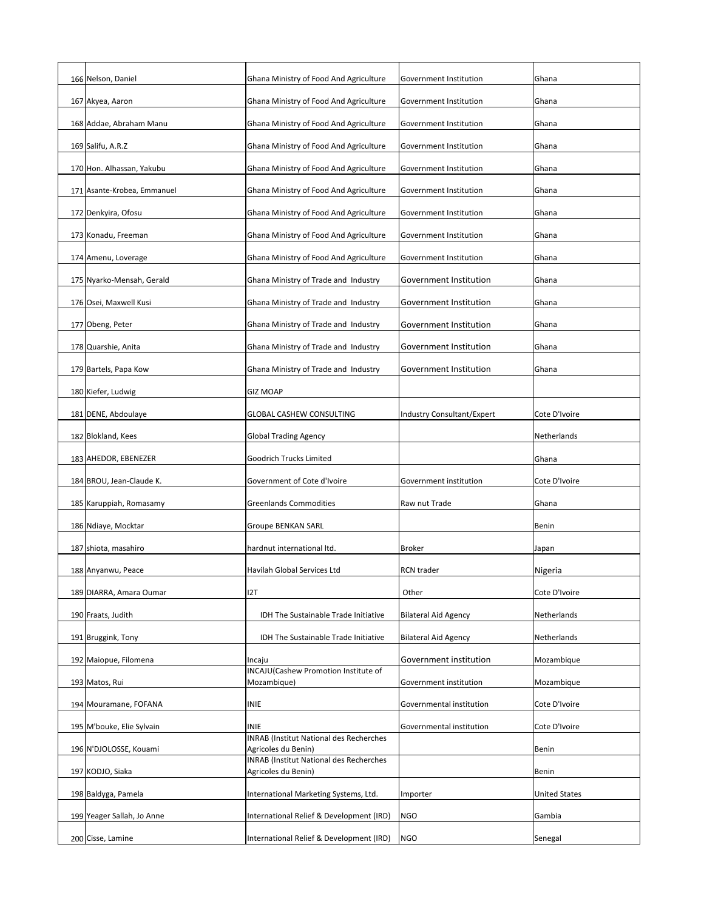| | | | | |
|---|---|---|---|---|
| 166 | Nelson, Daniel | Ghana Ministry of Food And Agriculture | Government Institution | Ghana |
| 167 | Akyea, Aaron | Ghana Ministry of Food And Agriculture | Government Institution | Ghana |
| 168 | Addae, Abraham Manu | Ghana Ministry of Food And Agriculture | Government Institution | Ghana |
| 169 | Salifu, A.R.Z | Ghana Ministry of Food And Agriculture | Government Institution | Ghana |
| 170 | Hon. Alhassan, Yakubu | Ghana Ministry of Food And Agriculture | Government Institution | Ghana |
| 171 | Asante-Krobea, Emmanuel | Ghana Ministry of Food And Agriculture | Government Institution | Ghana |
| 172 | Denkyira, Ofosu | Ghana Ministry of Food And Agriculture | Government Institution | Ghana |
| 173 | Konadu, Freeman | Ghana Ministry of Food And Agriculture | Government Institution | Ghana |
| 174 | Amenu, Loverage | Ghana Ministry of Food And Agriculture | Government Institution | Ghana |
| 175 | Nyarko-Mensah, Gerald | Ghana Ministry of Trade and Industry | Government Institution | Ghana |
| 176 | Osei, Maxwell Kusi | Ghana Ministry of Trade and Industry | Government Institution | Ghana |
| 177 | Obeng, Peter | Ghana Ministry of Trade and Industry | Government Institution | Ghana |
| 178 | Quarshie, Anita | Ghana Ministry of Trade and Industry | Government Institution | Ghana |
| 179 | Bartels, Papa Kow | Ghana Ministry of Trade and Industry | Government Institution | Ghana |
| 180 | Kiefer, Ludwig | GIZ MOAP | | |
| 181 | DENE, Abdoulaye | GLOBAL CASHEW CONSULTING | Industry Consultant/Expert | Cote D'Ivoire |
| 182 | Blokland, Kees | Global Trading Agency | | Netherlands |
| 183 | AHEDOR, EBENEZER | Goodrich Trucks Limited | | Ghana |
| 184 | BROU, Jean-Claude K. | Government of Cote d'Ivoire | Government institution | Cote D'Ivoire |
| 185 | Karuppiah, Romasamy | Greenlands Commodities | Raw nut Trade | Ghana |
| 186 | Ndiaye, Mocktar | Groupe BENKAN SARL | | Benin |
| 187 | shiota, masahiro | hardnut international ltd. | Broker | Japan |
| 188 | Anyanwu, Peace | Havilah Global Services Ltd | RCN trader | Nigeria |
| 189 | DIARRA, Amara Oumar | I2T | Other | Cote D'Ivoire |
| 190 | Fraats, Judith | IDH The Sustainable Trade Initiative | Bilateral Aid Agency | Netherlands |
| 191 | Bruggink, Tony | IDH The Sustainable Trade Initiative | Bilateral Aid Agency | Netherlands |
| 192 | Maiopue, Filomena | Incaju | Government institution | Mozambique |
| 193 | Matos, Rui | INCAJU(Cashew Promotion Institute of Mozambique) | Government institution | Mozambique |
| 194 | Mouramane, FOFANA | INIE | Governmental institution | Cote D'Ivoire |
| 195 | M'bouke, Elie Sylvain | INIE | Governmental institution | Cote D'Ivoire |
| 196 | N'DJOLOSSE, Kouami | INRAB (Institut National des Recherches Agricoles du Benin) | | Benin |
| 197 | KODJO, Siaka | INRAB (Institut National des Recherches Agricoles du Benin) | | Benin |
| 198 | Baldyga, Pamela | International Marketing Systems, Ltd. | Importer | United States |
| 199 | Yeager Sallah, Jo Anne | International Relief & Development (IRD) | NGO | Gambia |
| 200 | Cisse, Lamine | International Relief & Development (IRD) | NGO | Senegal |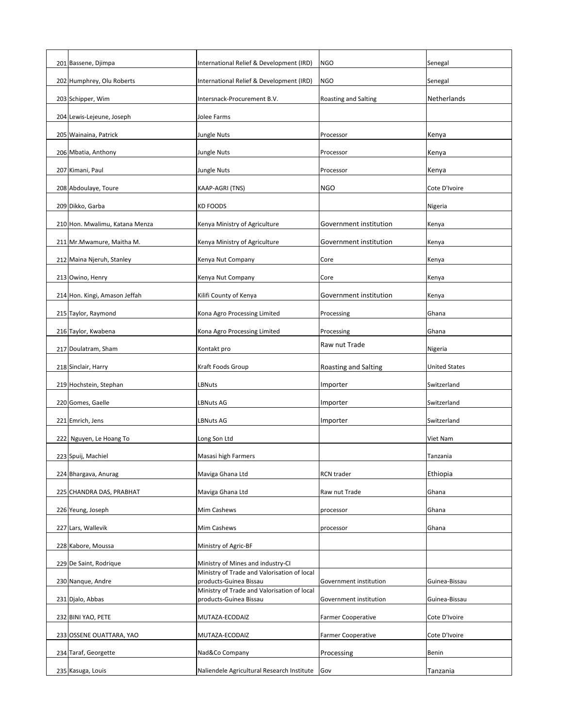| | | | | |
|---|---|---|---|---|
| 201 | Bassene, Djimpa | International Relief & Development (IRD) | NGO | Senegal |
| 202 | Humphrey, Olu Roberts | International Relief & Development (IRD) | NGO | Senegal |
| 203 | Schipper, Wim | Intersnack-Procurement B.V. | Roasting and Salting | Netherlands |
| 204 | Lewis-Lejeune, Joseph | Jolee Farms | | |
| 205 | Wainaina, Patrick | Jungle Nuts | Processor | Kenya |
| 206 | Mbatia, Anthony | Jungle Nuts | Processor | Kenya |
| 207 | Kimani, Paul | Jungle Nuts | Processor | Kenya |
| 208 | Abdoulaye, Toure | KAAP-AGRI (TNS) | NGO | Cote D'Ivoire |
| 209 | Dikko, Garba | KD FOODS | | Nigeria |
| 210 | Hon. Mwalimu, Katana Menza | Kenya Ministry of Agriculture | Government institution | Kenya |
| 211 | Mr.Mwamure, Maitha M. | Kenya Ministry of Agriculture | Government institution | Kenya |
| 212 | Maina Njeruh, Stanley | Kenya Nut Company | Core | Kenya |
| 213 | Owino, Henry | Kenya Nut Company | Core | Kenya |
| 214 | Hon. Kingi, Amason Jeffah | Kilifi County of Kenya | Government institution | Kenya |
| 215 | Taylor, Raymond | Kona Agro Processing Limited | Processing | Ghana |
| 216 | Taylor, Kwabena | Kona Agro Processing Limited | Processing | Ghana |
| 217 | Doulatram, Sham | Kontakt pro | Raw nut Trade | Nigeria |
| 218 | Sinclair, Harry | Kraft Foods Group | Roasting and Salting | United States |
| 219 | Hochstein, Stephan | LBNuts | Importer | Switzerland |
| 220 | Gomes, Gaelle | LBNuts AG | Importer | Switzerland |
| 221 | Emrich, Jens | LBNuts AG | Importer | Switzerland |
| 222 | Nguyen, Le Hoang To | Long Son Ltd | | Viet Nam |
| 223 | Spuij, Machiel | Masasi high Farmers | | Tanzania |
| 224 | Bhargava, Anurag | Maviga Ghana Ltd | RCN trader | Ethiopia |
| 225 | CHANDRA DAS, PRABHAT | Maviga Ghana Ltd | Raw nut Trade | Ghana |
| 226 | Yeung, Joseph | Mim Cashews | processor | Ghana |
| 227 | Lars, Wallevik | Mim Cashews | processor | Ghana |
| 228 | Kabore, Moussa | Ministry of Agric-BF | | |
| 229 | De Saint, Rodrique | Ministry of Mines and industry-CI | | |
| 230 | Nanque, Andre | Ministry of Trade and Valorisation of local products-Guinea Bissau | Government institution | Guinea-Bissau |
| 231 | Djalo, Abbas | Ministry of Trade and Valorisation of local products-Guinea Bissau | Government institution | Guinea-Bissau |
| 232 | BINI YAO, PETE | MUTAZA-ECODAIZ | Farmer Cooperative | Cote D'Ivoire |
| 233 | OSSENE OUATTARA, YAO | MUTAZA-ECODAIZ | Farmer Cooperative | Cote D'Ivoire |
| 234 | Taraf, Georgette | Nad&Co Company | Processing | Benin |
| 235 | Kasuga, Louis | Naliendele Agricultural Research Institute | Gov | Tanzania |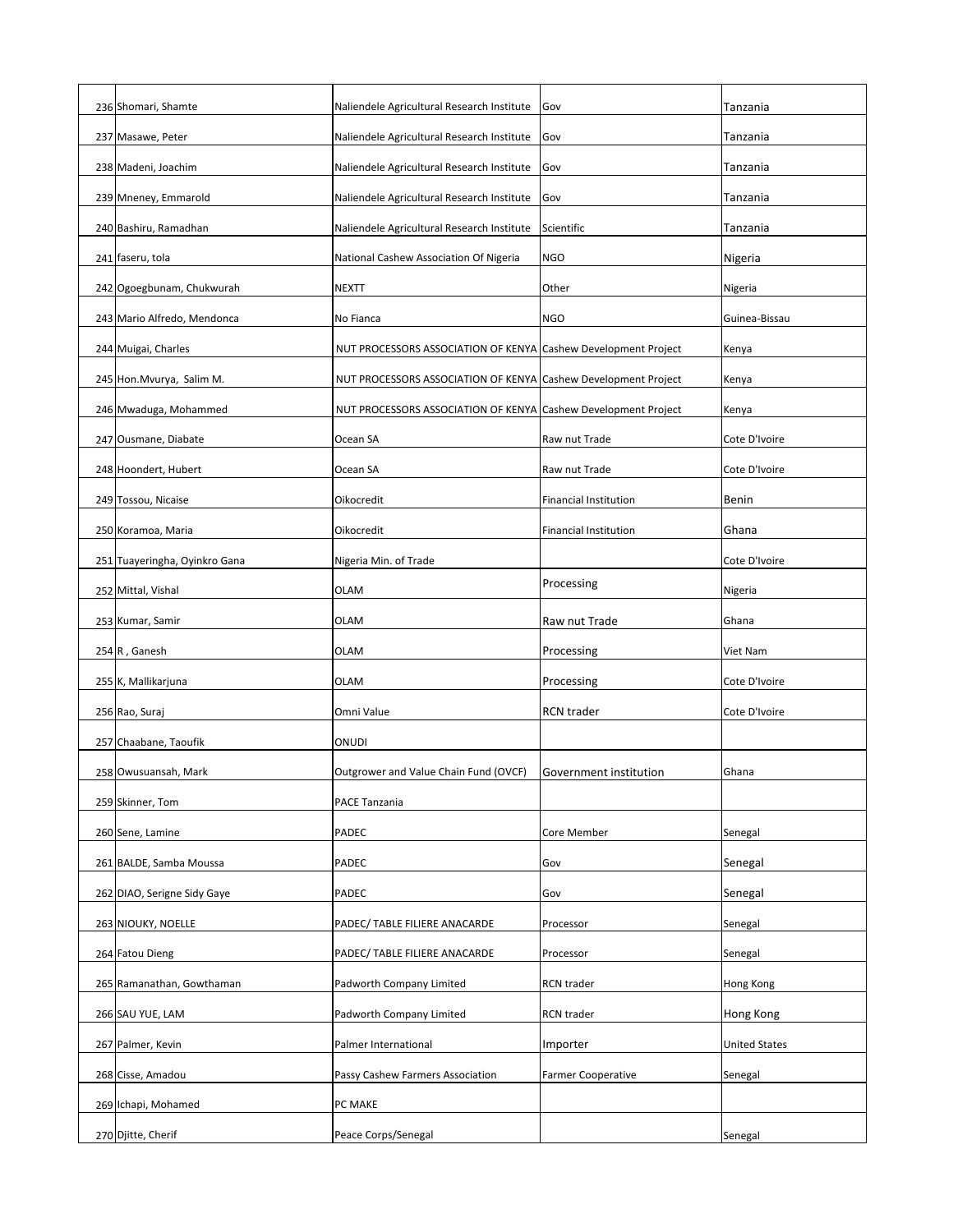| | | | | |
|---|---|---|---|---|
| 236 | Shomari, Shamte | Naliendele Agricultural Research Institute | Gov | Tanzania |
| 237 | Masawe, Peter | Naliendele Agricultural Research Institute | Gov | Tanzania |
| 238 | Madeni, Joachim | Naliendele Agricultural Research Institute | Gov | Tanzania |
| 239 | Mneney, Emmarold | Naliendele Agricultural Research Institute | Gov | Tanzania |
| 240 | Bashiru, Ramadhan | Naliendele Agricultural Research Institute | Scientific | Tanzania |
| 241 | faseru, tola | National Cashew Association Of Nigeria | NGO | Nigeria |
| 242 | Ogoegbunam, Chukwurah | NEXTT | Other | Nigeria |
| 243 | Mario Alfredo, Mendonca | No Fianca | NGO | Guinea-Bissau |
| 244 | Muigai, Charles | NUT PROCESSORS ASSOCIATION OF KENYA | Cashew Development Project | Kenya |
| 245 | Hon.Mvurya, Salim M. | NUT PROCESSORS ASSOCIATION OF KENYA | Cashew Development Project | Kenya |
| 246 | Mwaduga, Mohammed | NUT PROCESSORS ASSOCIATION OF KENYA | Cashew Development Project | Kenya |
| 247 | Ousmane, Diabate | Ocean SA | Raw nut Trade | Cote D'Ivoire |
| 248 | Hoondert, Hubert | Ocean SA | Raw nut Trade | Cote D'Ivoire |
| 249 | Tossou, Nicaise | Oikocredit | Financial Institution | Benin |
| 250 | Koramoa, Maria | Oikocredit | Financial Institution | Ghana |
| 251 | Tuayeringha, Oyinkro Gana | Nigeria Min. of Trade | | Cote D'Ivoire |
| 252 | Mittal, Vishal | OLAM | Processing | Nigeria |
| 253 | Kumar, Samir | OLAM | Raw nut Trade | Ghana |
| 254 | R , Ganesh | OLAM | Processing | Viet Nam |
| 255 | K, Mallikarjuna | OLAM | Processing | Cote D'Ivoire |
| 256 | Rao, Suraj | Omni Value | RCN trader | Cote D'Ivoire |
| 257 | Chaabane, Taoufik | ONUDI | | |
| 258 | Owusuansah, Mark | Outgrower and Value Chain Fund (OVCF) | Government institution | Ghana |
| 259 | Skinner, Tom | PACE Tanzania | | |
| 260 | Sene, Lamine | PADEC | Core Member | Senegal |
| 261 | BALDE, Samba Moussa | PADEC | Gov | Senegal |
| 262 | DIAO, Serigne Sidy Gaye | PADEC | Gov | Senegal |
| 263 | NIOUKY, NOELLE | PADEC/ TABLE FILIERE ANACARDE | Processor | Senegal |
| 264 | Fatou Dieng | PADEC/ TABLE FILIERE ANACARDE | Processor | Senegal |
| 265 | Ramanathan, Gowthaman | Padworth Company Limited | RCN trader | Hong Kong |
| 266 | SAU YUE, LAM | Padworth Company Limited | RCN trader | Hong Kong |
| 267 | Palmer, Kevin | Palmer International | Importer | United States |
| 268 | Cisse, Amadou | Passy Cashew Farmers Association | Farmer Cooperative | Senegal |
| 269 | Ichapi, Mohamed | PC MAKE | | |
| 270 | Djitte, Cherif | Peace Corps/Senegal | | Senegal |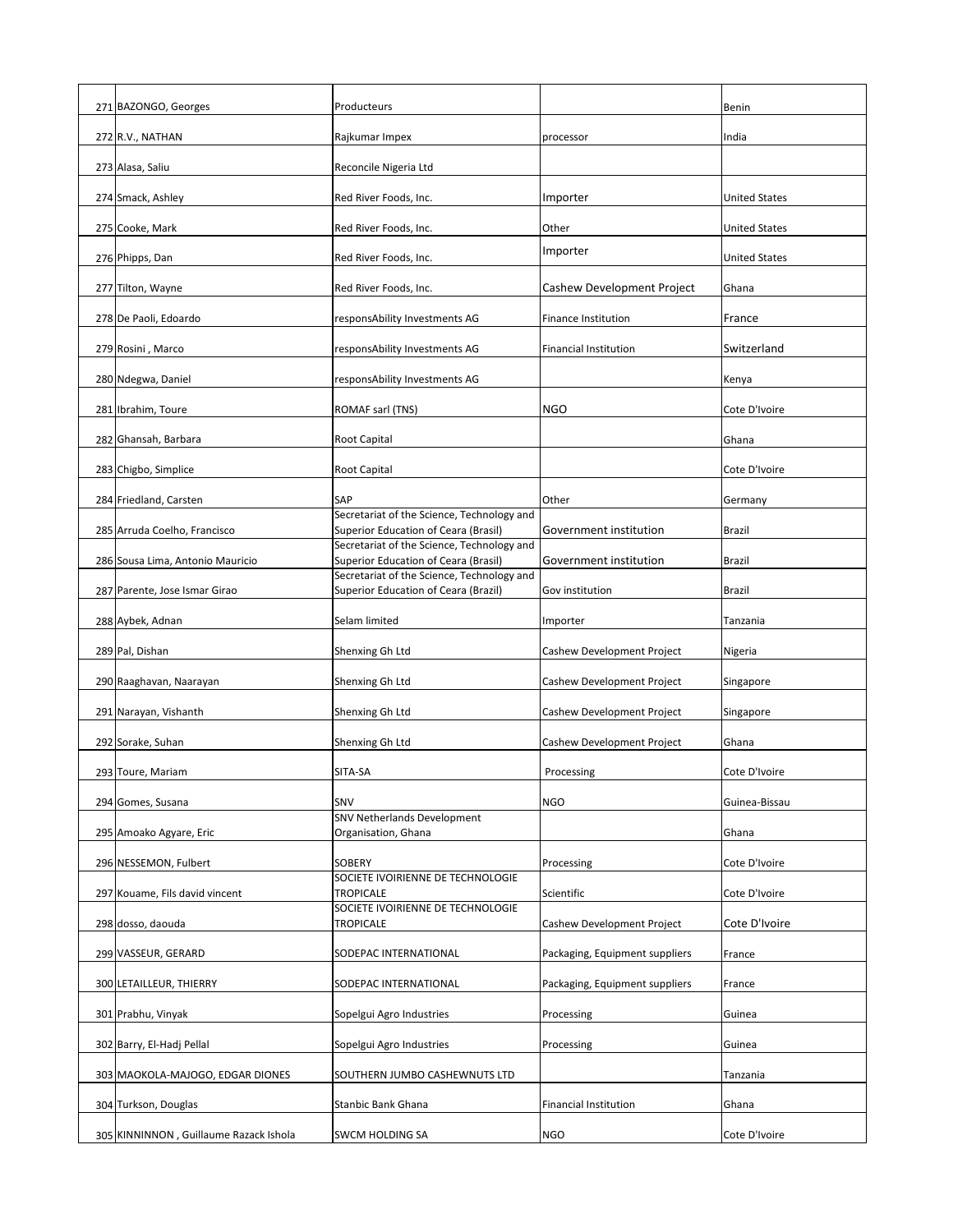| | | | | |
|---|---|---|---|---|
| 271 | BAZONGO, Georges | Producteurs | | Benin |
| 272 | R.V., NATHAN | Rajkumar Impex | processor | India |
| 273 | Alasa, Saliu | Reconcile Nigeria Ltd | | |
| 274 | Smack, Ashley | Red River Foods, Inc. | Importer | United States |
| 275 | Cooke, Mark | Red River Foods, Inc. | Other | United States |
| 276 | Phipps, Dan | Red River Foods, Inc. | Importer | United States |
| 277 | Tilton, Wayne | Red River Foods, Inc. | Cashew Development Project | Ghana |
| 278 | De Paoli, Edoardo | responsAbility Investments AG | Finance Institution | France |
| 279 | Rosini , Marco | responsAbility Investments AG | Financial Institution | Switzerland |
| 280 | Ndegwa, Daniel | responsAbility Investments AG | | Kenya |
| 281 | Ibrahim, Toure | ROMAF sarl (TNS) | NGO | Cote D'Ivoire |
| 282 | Ghansah, Barbara | Root Capital | | Ghana |
| 283 | Chigbo, Simplice | Root Capital | | Cote D'Ivoire |
| 284 | Friedland, Carsten | SAP | Other | Germany |
| 285 | Arruda Coelho, Francisco | Secretariat of the Science, Technology and Superior Education of Ceara (Brasil) | Government institution | Brazil |
| 286 | Sousa Lima, Antonio Mauricio | Secretariat of the Science, Technology and Superior Education of Ceara (Brasil) | Government institution | Brazil |
| 287 | Parente, Jose Ismar Girao | Secretariat of the Science, Technology and Superior Education of Ceara (Brazil) | Gov institution | Brazil |
| 288 | Aybek, Adnan | Selam limited | Importer | Tanzania |
| 289 | Pal, Dishan | Shenxing Gh Ltd | Cashew Development Project | Nigeria |
| 290 | Raaghavan, Naarayan | Shenxing Gh Ltd | Cashew Development Project | Singapore |
| 291 | Narayan, Vishanth | Shenxing Gh Ltd | Cashew Development Project | Singapore |
| 292 | Sorake, Suhan | Shenxing Gh Ltd | Cashew Development Project | Ghana |
| 293 | Toure, Mariam | SITA-SA | Processing | Cote D'Ivoire |
| 294 | Gomes, Susana | SNV | NGO | Guinea-Bissau |
| 295 | Amoako Agyare, Eric | SNV Netherlands Development Organisation, Ghana | | Ghana |
| 296 | NESSEMON, Fulbert | SOBERY | Processing | Cote D'Ivoire |
| 297 | Kouame, Fils david vincent | SOCIETE IVOIRIENNE DE TECHNOLOGIE TROPICALE | Scientific | Cote D'Ivoire |
| 298 | dosso, daouda | SOCIETE IVOIRIENNE DE TECHNOLOGIE TROPICALE | Cashew Development Project | Cote D'Ivoire |
| 299 | VASSEUR, GERARD | SODEPAC INTERNATIONAL | Packaging, Equipment suppliers | France |
| 300 | LETAILLEUR, THIERRY | SODEPAC INTERNATIONAL | Packaging, Equipment suppliers | France |
| 301 | Prabhu, Vinyak | Sopelgui Agro Industries | Processing | Guinea |
| 302 | Barry, El-Hadj Pellal | Sopelgui Agro Industries | Processing | Guinea |
| 303 | MAOKOLA-MAJOGO, EDGAR DIONES | SOUTHERN JUMBO CASHEWNUTS LTD | | Tanzania |
| 304 | Turkson, Douglas | Stanbic Bank Ghana | Financial Institution | Ghana |
| 305 | KINNINNON , Guillaume Razack Ishola | SWCM HOLDING SA | NGO | Cote D'Ivoire |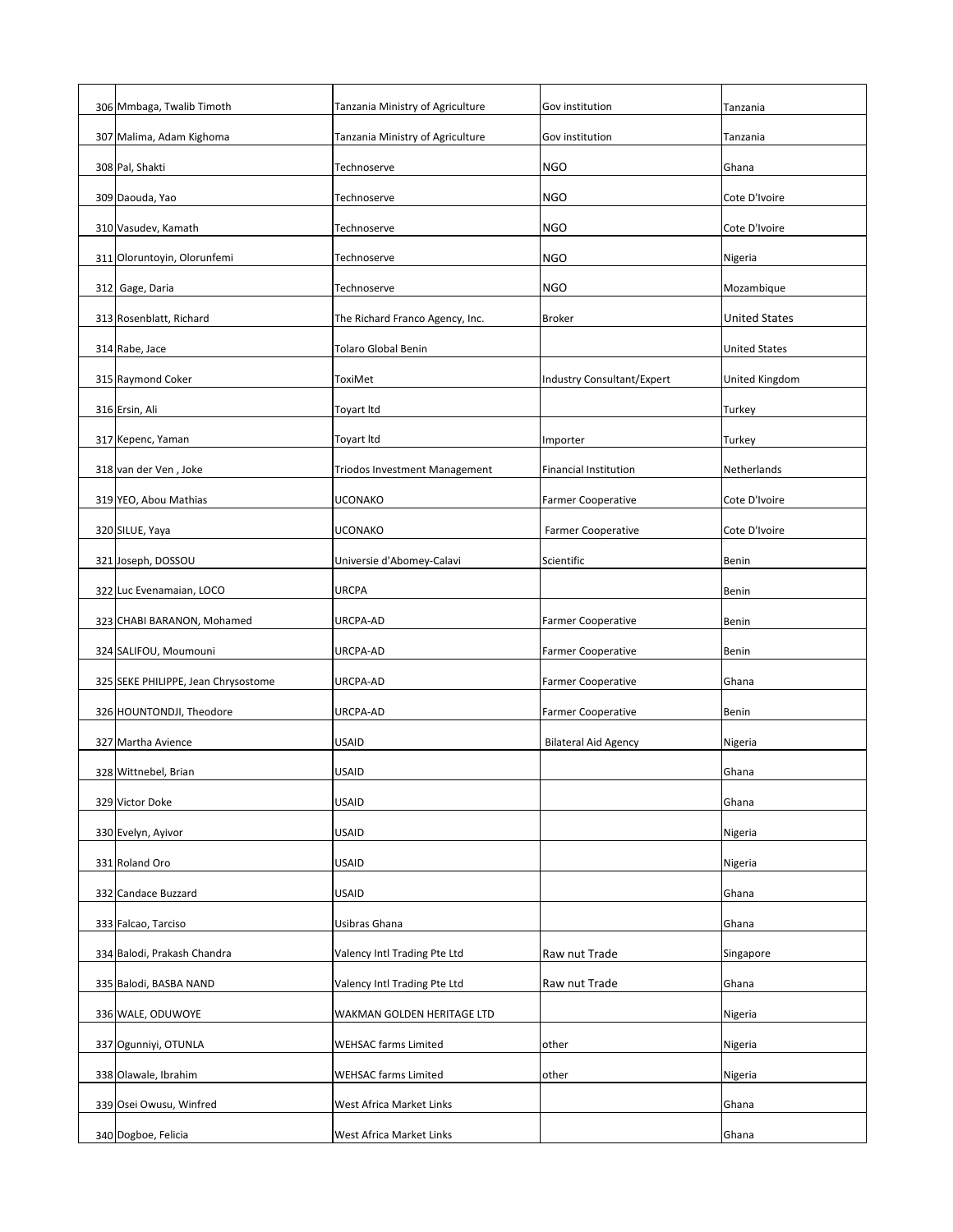| | | | | |
|---|---|---|---|---|
| 306 | Mmbaga, Twalib Timoth | Tanzania Ministry of Agriculture | Gov institution | Tanzania |
| 307 | Malima, Adam Kighoma | Tanzania Ministry of Agriculture | Gov institution | Tanzania |
| 308 | Pal, Shakti | Technoserve | NGO | Ghana |
| 309 | Daouda, Yao | Technoserve | NGO | Cote D'Ivoire |
| 310 | Vasudev, Kamath | Technoserve | NGO | Cote D'Ivoire |
| 311 | Oloruntoyin, Olorunfemi | Technoserve | NGO | Nigeria |
| 312 | Gage, Daria | Technoserve | NGO | Mozambique |
| 313 | Rosenblatt, Richard | The Richard Franco Agency, Inc. | Broker | United States |
| 314 | Rabe, Jace | Tolaro Global Benin | | United States |
| 315 | Raymond Coker | ToxiMet | Industry Consultant/Expert | United Kingdom |
| 316 | Ersin, Ali | Toyart ltd | | Turkey |
| 317 | Kepenc, Yaman | Toyart ltd | Importer | Turkey |
| 318 | van der Ven , Joke | Triodos Investment Management | Financial Institution | Netherlands |
| 319 | YEO, Abou Mathias | UCONAKO | Farmer Cooperative | Cote D'Ivoire |
| 320 | SILUE, Yaya | UCONAKO | Farmer Cooperative | Cote D'Ivoire |
| 321 | Joseph, DOSSOU | Universie d'Abomey-Calavi | Scientific | Benin |
| 322 | Luc Evenamaian, LOCO | URCPA | | Benin |
| 323 | CHABI BARANON, Mohamed | URCPA-AD | Farmer Cooperative | Benin |
| 324 | SALIFOU, Moumouni | URCPA-AD | Farmer Cooperative | Benin |
| 325 | SEKE PHILIPPE, Jean Chrysostome | URCPA-AD | Farmer Cooperative | Ghana |
| 326 | HOUNTONDJI, Theodore | URCPA-AD | Farmer Cooperative | Benin |
| 327 | Martha Avience | USAID | Bilateral Aid Agency | Nigeria |
| 328 | Wittnebel, Brian | USAID | | Ghana |
| 329 | Victor Doke | USAID | | Ghana |
| 330 | Evelyn, Ayivor | USAID | | Nigeria |
| 331 | Roland Oro | USAID | | Nigeria |
| 332 | Candace Buzzard | USAID | | Ghana |
| 333 | Falcao, Tarciso | Usibras Ghana | | Ghana |
| 334 | Balodi, Prakash Chandra | Valency Intl Trading Pte Ltd | Raw nut Trade | Singapore |
| 335 | Balodi, BASBA NAND | Valency Intl Trading Pte Ltd | Raw nut Trade | Ghana |
| 336 | WALE, ODUWOYE | WAKMAN GOLDEN HERITAGE LTD | | Nigeria |
| 337 | Ogunniyi, OTUNLA | WEHSAC farms Limited | other | Nigeria |
| 338 | Olawale, Ibrahim | WEHSAC farms Limited | other | Nigeria |
| 339 | Osei Owusu, Winfred | West Africa Market Links | | Ghana |
| 340 | Dogboe, Felicia | West Africa Market Links | | Ghana |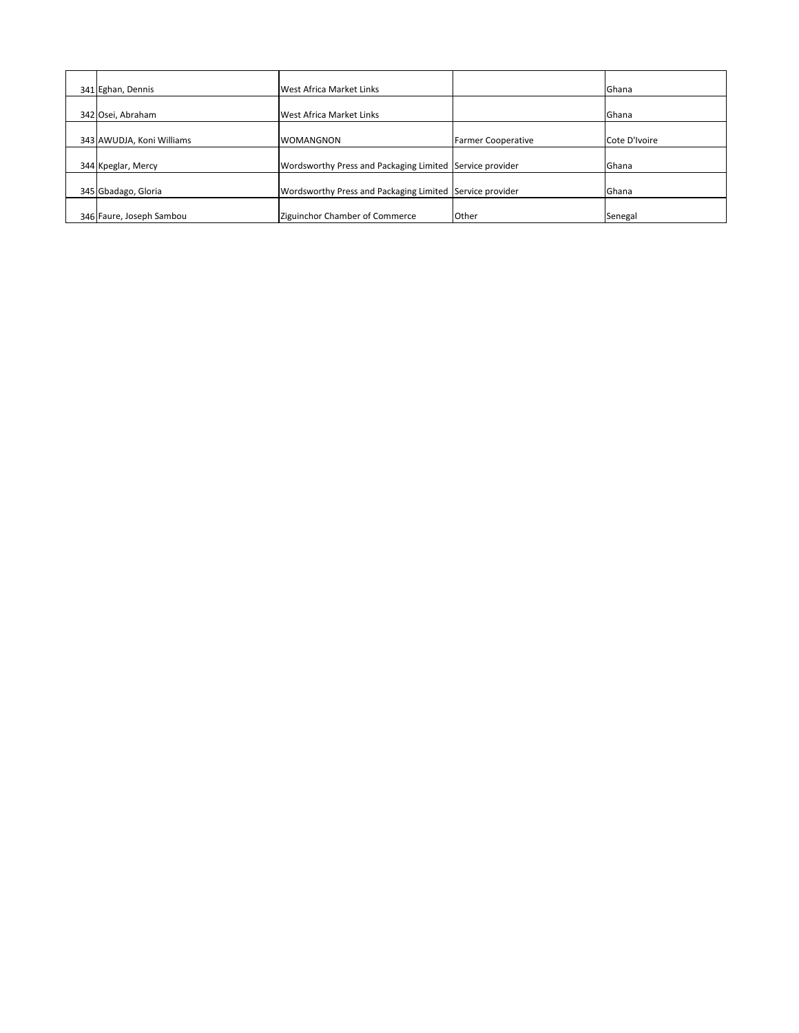| | | | | |
|---|---|---|---|---|
| 341 | Eghan, Dennis | West Africa Market Links | | Ghana |
| 342 | Osei, Abraham | West Africa Market Links | | Ghana |
| 343 | AWUDJA, Koni Williams | WOMANGNON | Farmer Cooperative | Cote D'Ivoire |
| 344 | Kpeglar, Mercy | Wordsworthy Press and Packaging Limited | Service provider | Ghana |
| 345 | Gbadago, Gloria | Wordsworthy Press and Packaging Limited | Service provider | Ghana |
| 346 | Faure, Joseph Sambou | Ziguinchor Chamber of Commerce | Other | Senegal |